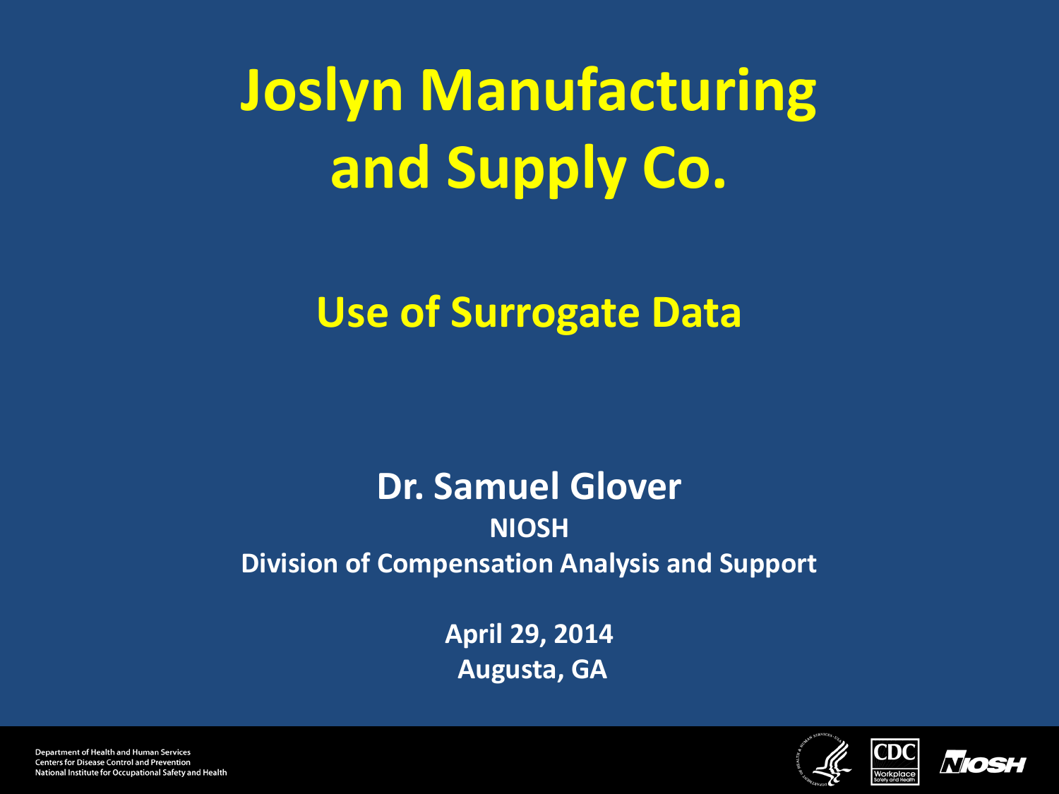# Joslyn Manufacturing and Supply Co.

## Use of Surrogate Data

**Dr. Samuel Glover**

**NIOSH**

**Division of Compensation Analysis and Support**

**April 29, 2014**

**Augusta, GA**

Department of Health and Human Services
Centers for Disease Control and Prevention
National Institute for Occupational Safety and Health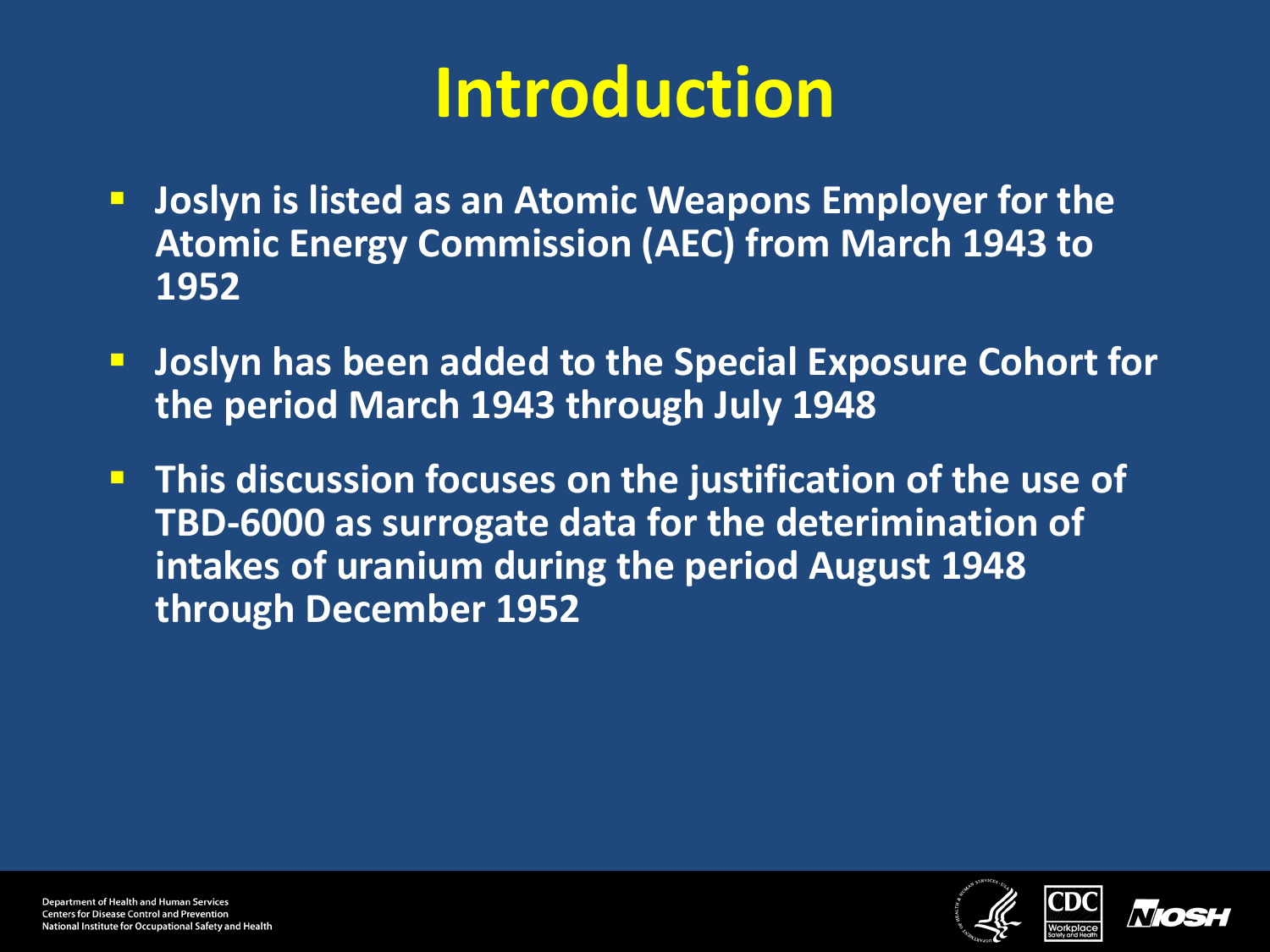# Introduction

- **Joslyn is listed as an Atomic Weapons Employer for the Atomic Energy Commission (AEC) from March 1943 to 1952**
- **Joslyn has been added to the Special Exposure Cohort for the period March 1943 through July 1948**
- **This discussion focuses on the justification of the use of TBD-6000 as surrogate data for the deterimination of intakes of uranium during the period August 1948 through December 1952**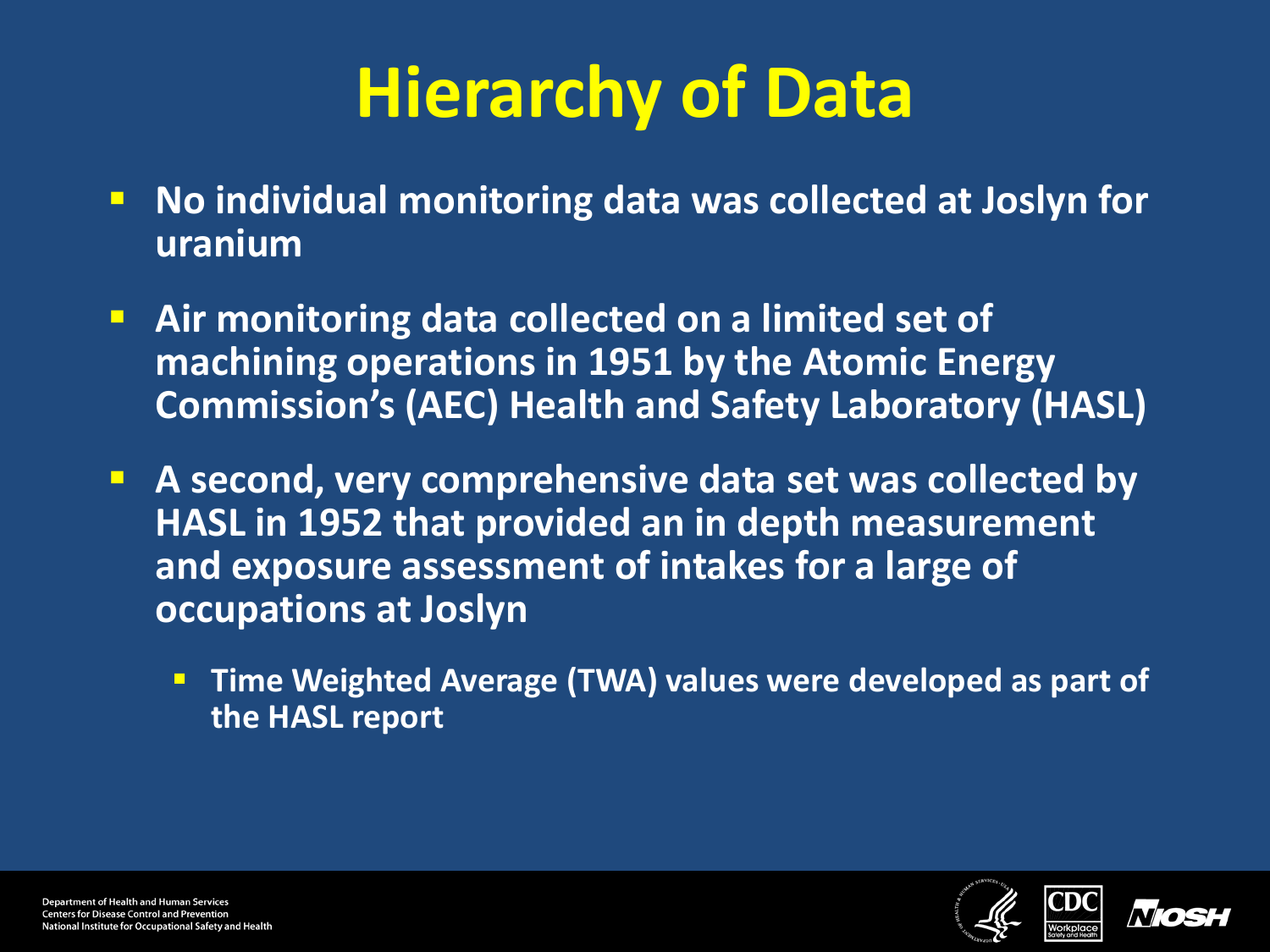# Hierarchy of Data

- No individual monitoring data was collected at Joslyn for uranium
- Air monitoring data collected on a limited set of machining operations in 1951 by the Atomic Energy Commission's (AEC) Health and Safety Laboratory (HASL)
- A second, very comprehensive data set was collected by HASL in 1952 that provided an in depth measurement and exposure assessment of intakes for a large of occupations at Joslyn
  - Time Weighted Average (TWA) values were developed as part of the HASL report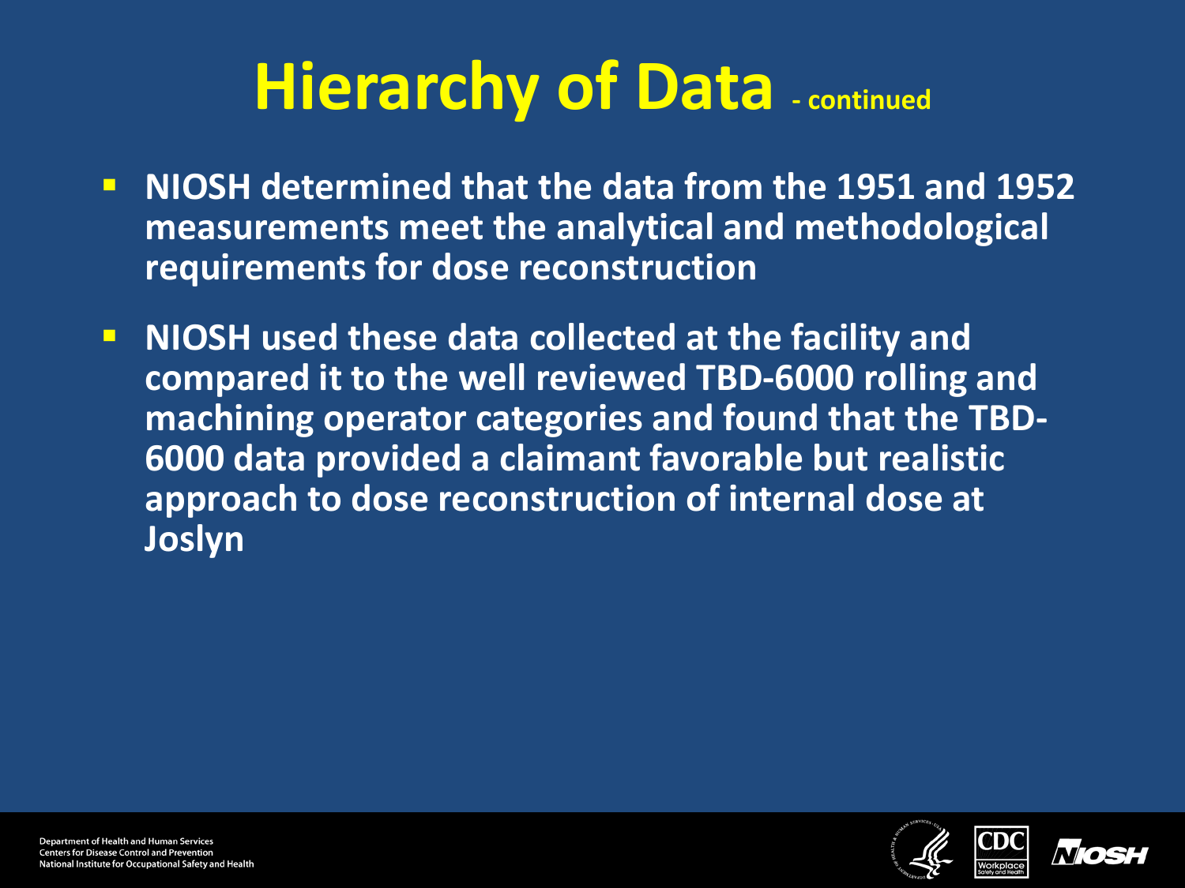# Hierarchy of Data - continued

- NIOSH determined that the data from the 1951 and 1952 measurements meet the analytical and methodological requirements for dose reconstruction
- NIOSH used these data collected at the facility and compared it to the well reviewed TBD-6000 rolling and machining operator categories and found that the TBD-6000 data provided a claimant favorable but realistic approach to dose reconstruction of internal dose at Joslyn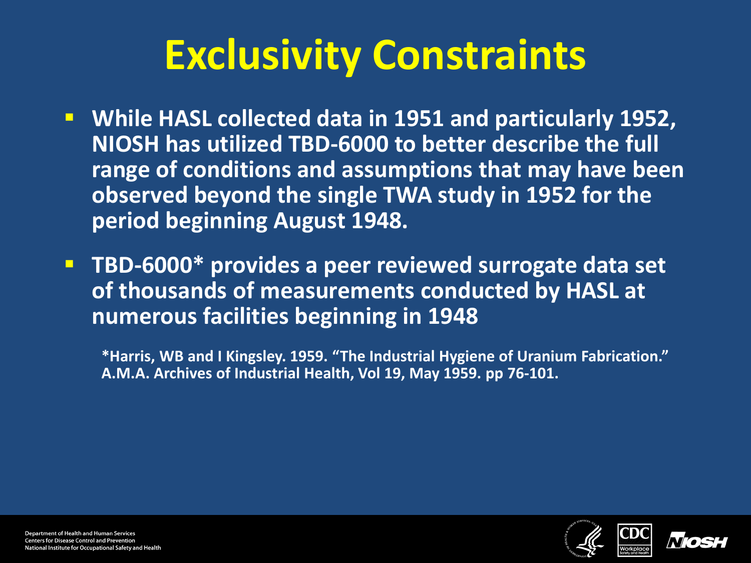# Exclusivity Constraints

- While HASL collected data in 1951 and particularly 1952, NIOSH has utilized TBD-6000 to better describe the full range of conditions and assumptions that may have been observed beyond the single TWA study in 1952 for the period beginning August 1948.
- TBD-6000* provides a peer reviewed surrogate data set of thousands of measurements conducted by HASL at numerous facilities beginning in 1948

*Harris, WB and I Kingsley. 1959. "The Industrial Hygiene of Uranium Fabrication." A.M.A. Archives of Industrial Health, Vol 19, May 1959. pp 76-101.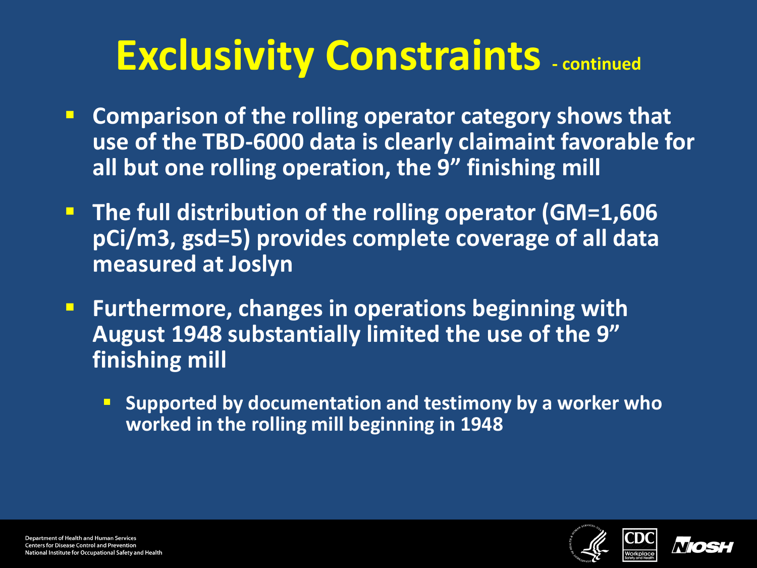# Exclusivity Constraints - continued

- Comparison of the rolling operator category shows that use of the TBD-6000 data is clearly claimaint favorable for all but one rolling operation, the 9” finishing mill
- The full distribution of the rolling operator (GM=1,606 pCi/m3, gsd=5) provides complete coverage of all data measured at Joslyn
- Furthermore, changes in operations beginning with August 1948 substantially limited the use of the 9” finishing mill
  - Supported by documentation and testimony by a worker who worked in the rolling mill beginning in 1948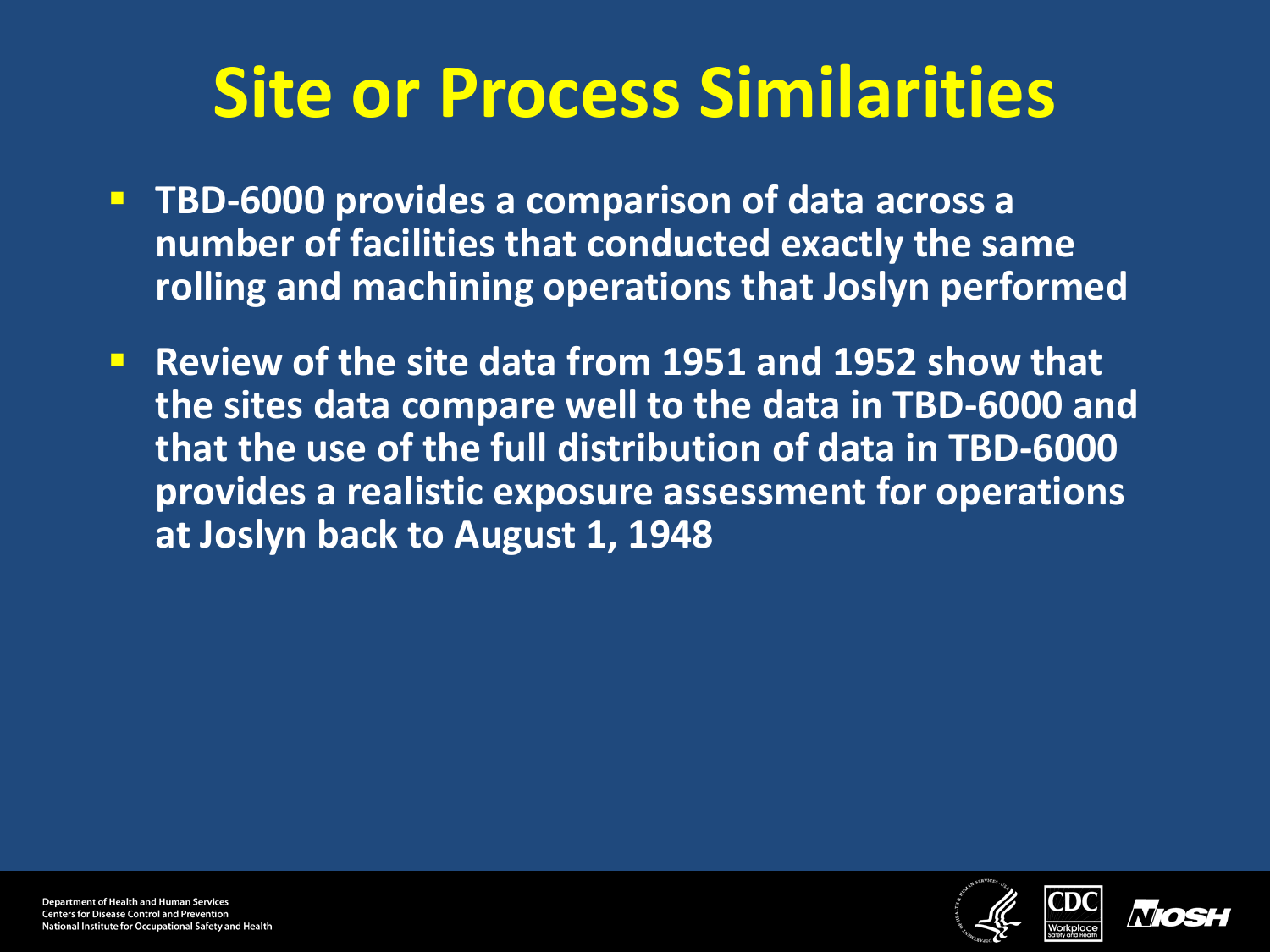# Site or Process Similarities

- TBD-6000 provides a comparison of data across a number of facilities that conducted exactly the same rolling and machining operations that Joslyn performed
- Review of the site data from 1951 and 1952 show that the sites data compare well to the data in TBD-6000 and that the use of the full distribution of data in TBD-6000 provides a realistic exposure assessment for operations at Joslyn back to August 1, 1948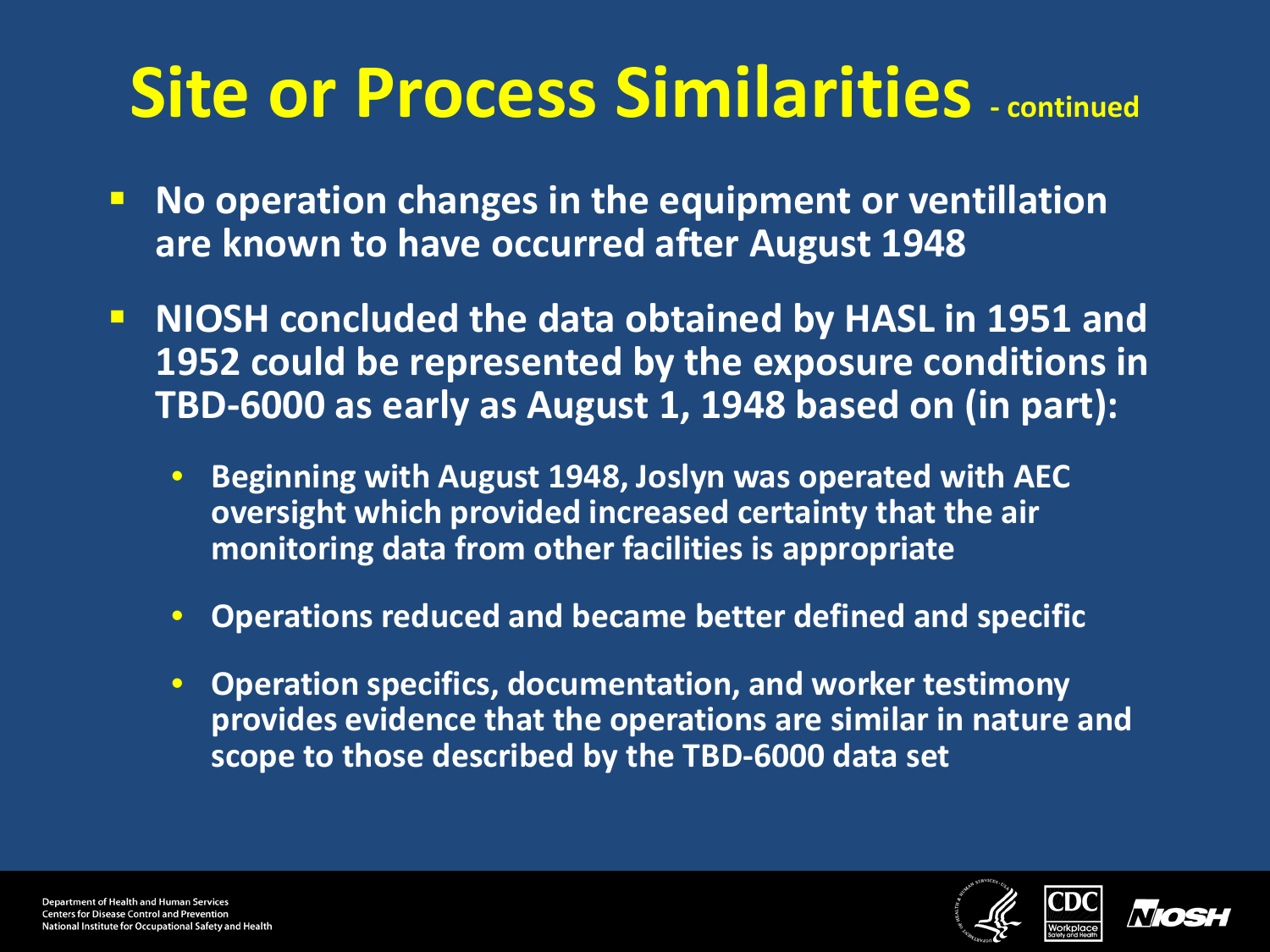# Site or Process Similarities - continued

- No operation changes in the equipment or ventillation are known to have occurred after August 1948
- NIOSH concluded the data obtained by HASL in 1951 and 1952 could be represented by the exposure conditions in TBD-6000 as early as August 1, 1948 based on (in part):
  - Beginning with August 1948, Joslyn was operated with AEC oversight which provided increased certainty that the air monitoring data from other facilities is appropriate
  - Operations reduced and became better defined and specific
  - Operation specifics, documentation, and worker testimony provides evidence that the operations are similar in nature and scope to those described by the TBD-6000 data set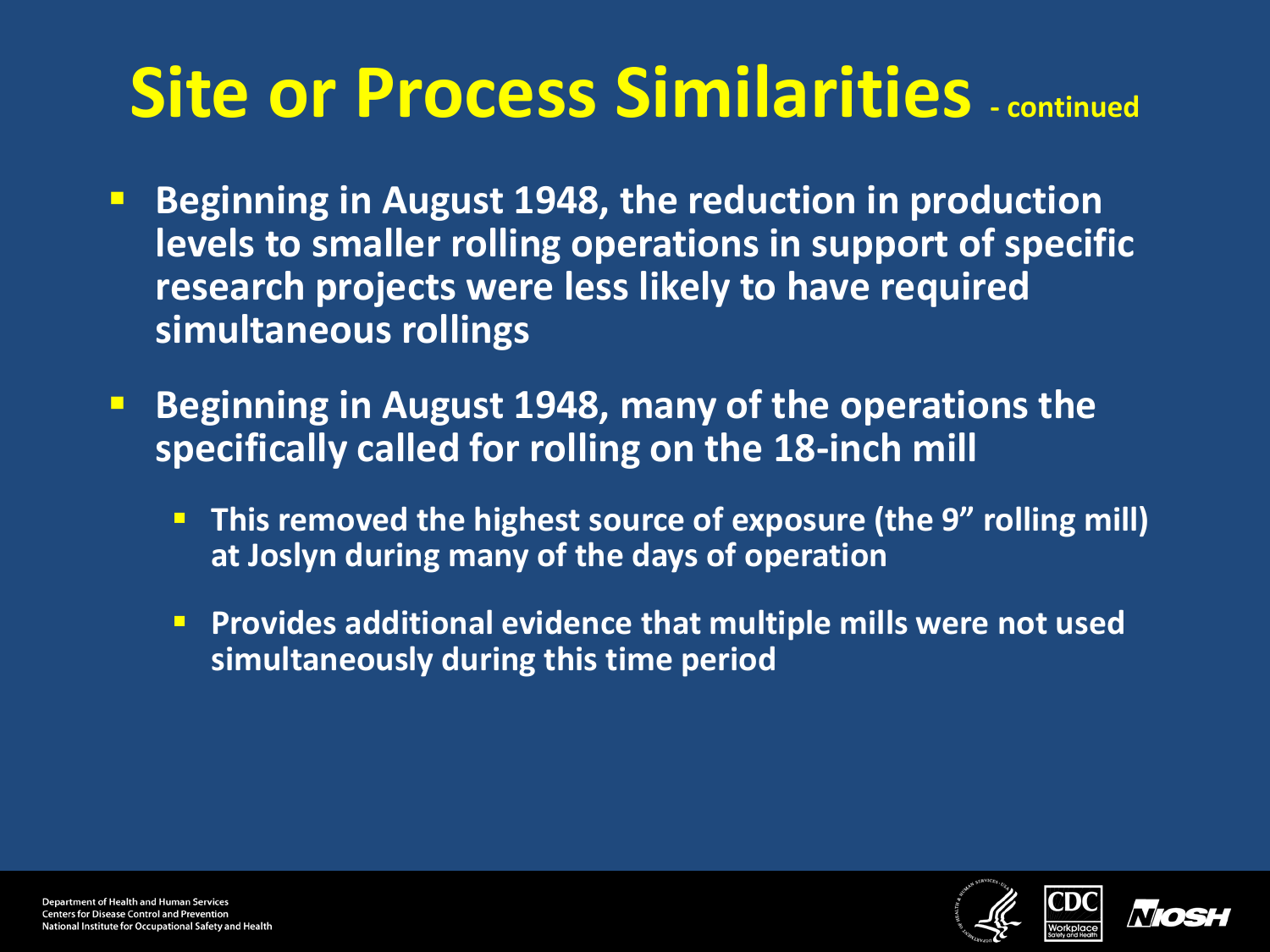# Site or Process Similarities - continued

- Beginning in August 1948, the reduction in production levels to smaller rolling operations in support of specific research projects were less likely to have required simultaneous rollings
- Beginning in August 1948, many of the operations the specifically called for rolling on the 18-inch mill
  - This removed the highest source of exposure (the 9" rolling mill) at Joslyn during many of the days of operation
  - Provides additional evidence that multiple mills were not used simultaneously during this time period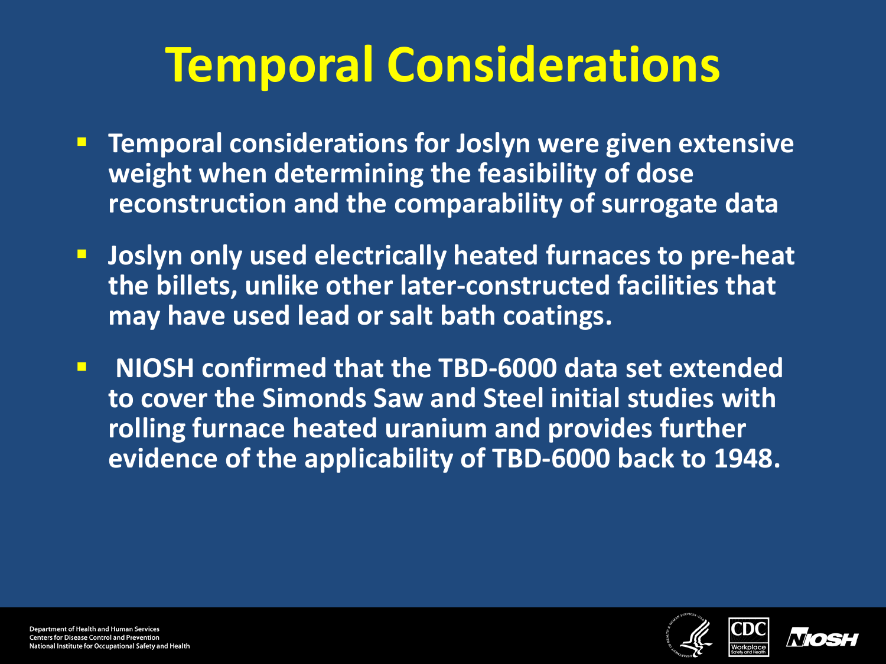# Temporal Considerations

- Temporal considerations for Joslyn were given extensive weight when determining the feasibility of dose reconstruction and the comparability of surrogate data
- Joslyn only used electrically heated furnaces to pre-heat the billets, unlike other later-constructed facilities that may have used lead or salt bath coatings.
- NIOSH confirmed that the TBD-6000 data set extended to cover the Simonds Saw and Steel initial studies with rolling furnace heated uranium and provides further evidence of the applicability of TBD-6000 back to 1948.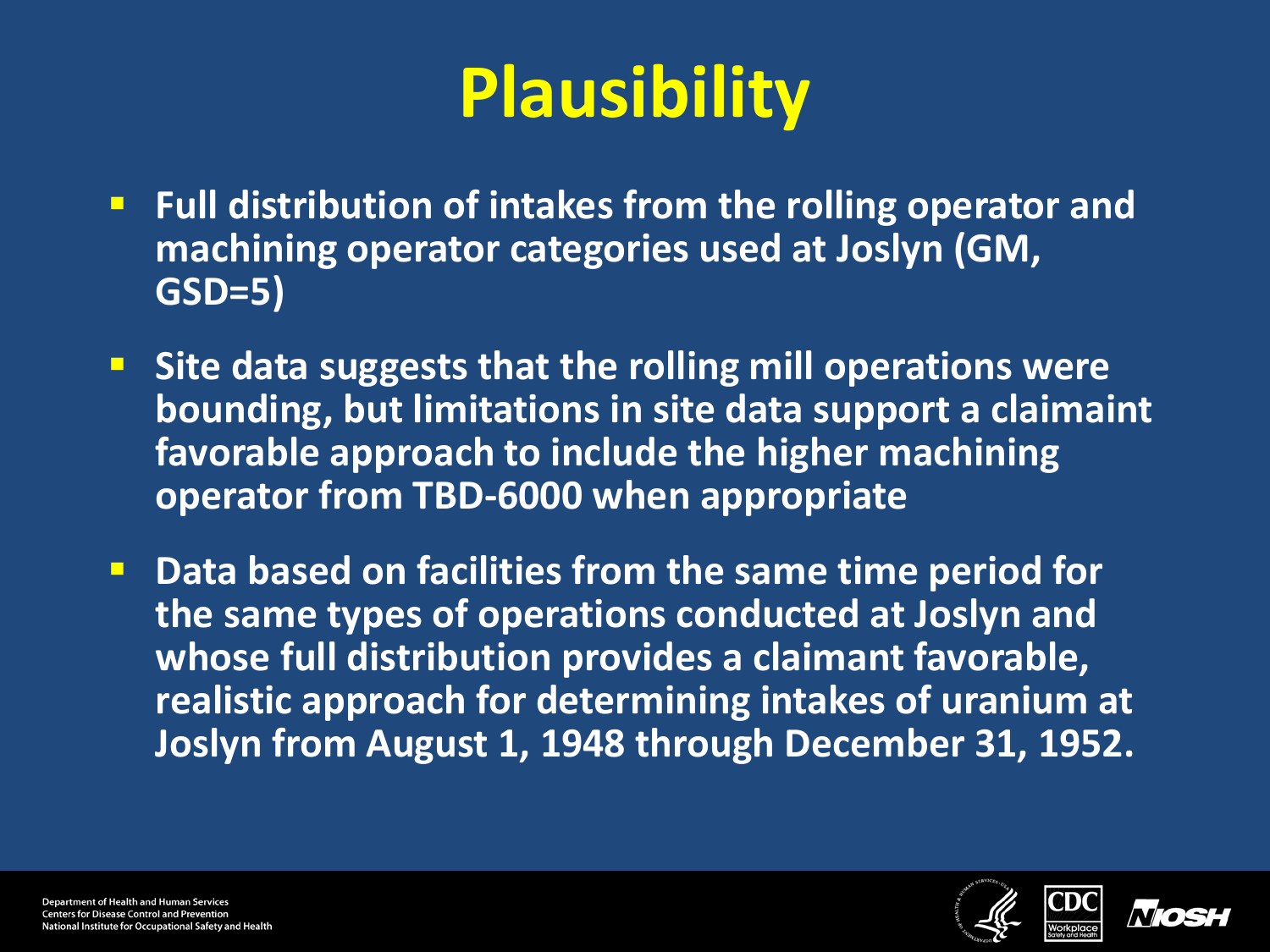# Plausibility

- Full distribution of intakes from the rolling operator and machining operator categories used at Joslyn (GM, GSD=5)
- Site data suggests that the rolling mill operations were bounding, but limitations in site data support a claimaint favorable approach to include the higher machining operator from TBD-6000 when appropriate
- Data based on facilities from the same time period for the same types of operations conducted at Joslyn and whose full distribution provides a claimant favorable, realistic approach for determining intakes of uranium at Joslyn from August 1, 1948 through December 31, 1952.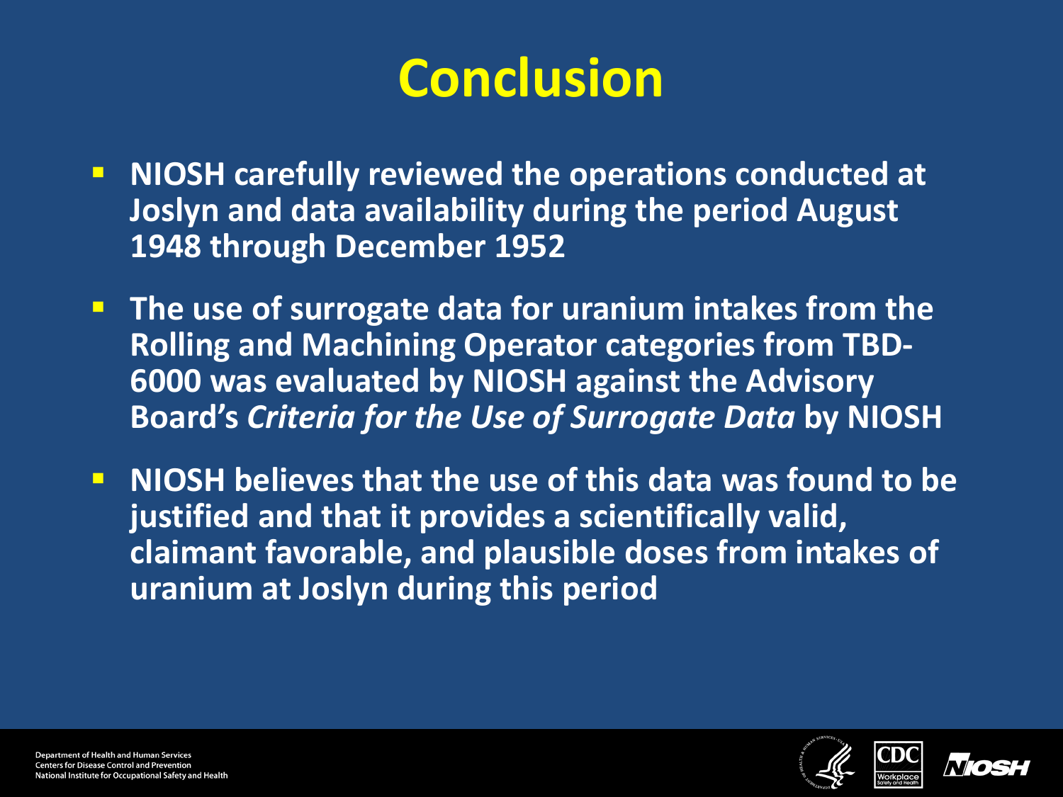# Conclusion

- NIOSH carefully reviewed the operations conducted at Joslyn and data availability during the period August 1948 through December 1952
- The use of surrogate data for uranium intakes from the Rolling and Machining Operator categories from TBD-6000 was evaluated by NIOSH against the Advisory Board's *Criteria for the Use of Surrogate Data* by NIOSH
- NIOSH believes that the use of this data was found to be justified and that it provides a scientifically valid, claimant favorable, and plausible doses from intakes of uranium at Joslyn during this period